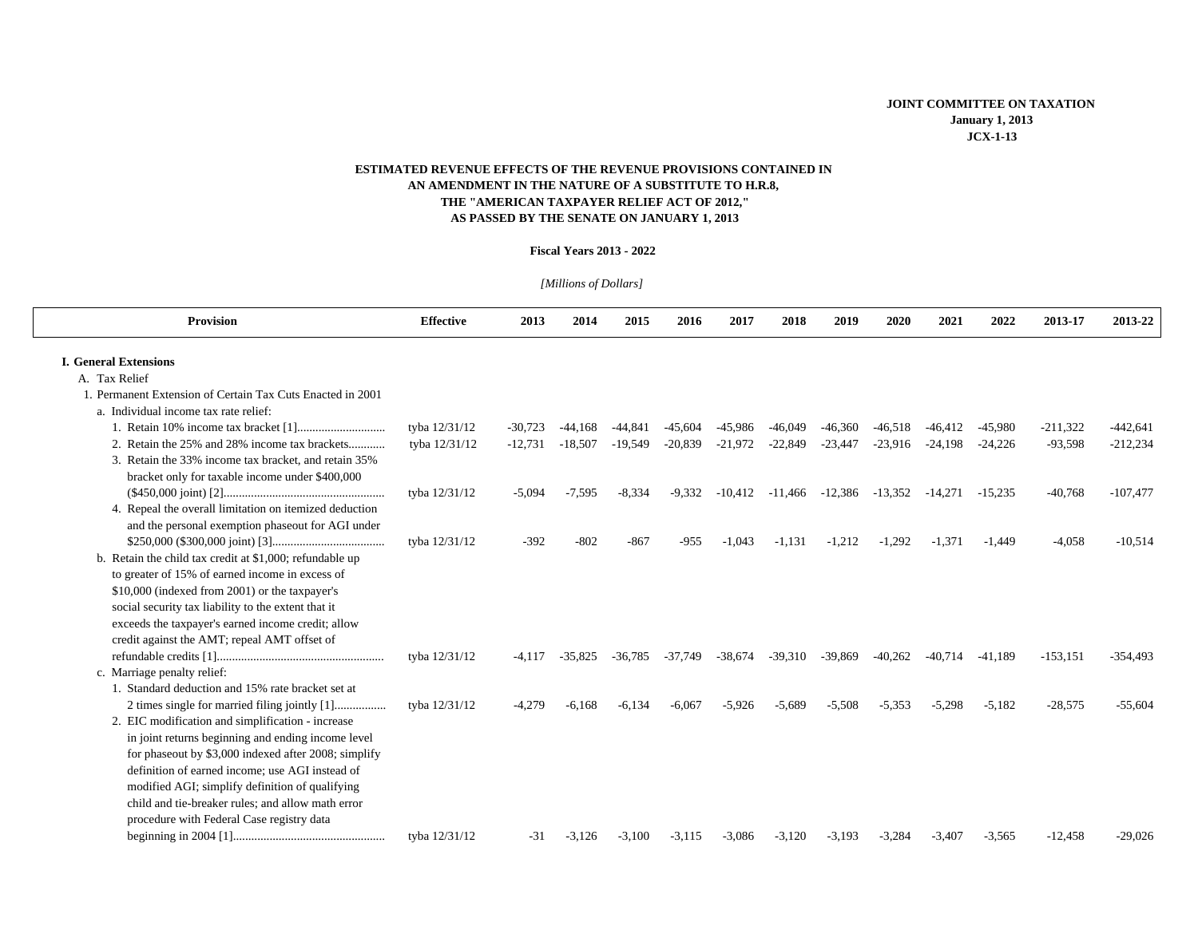**JOINT COMMITTEE ON TAXATION**
**January 1, 2013**
**JCX-1-13**

## ESTIMATED REVENUE EFFECTS OF THE REVENUE PROVISIONS CONTAINED IN AN AMENDMENT IN THE NATURE OF A SUBSTITUTE TO H.R.8, THE "AMERICAN TAXPAYER RELIEF ACT OF 2012," AS PASSED BY THE SENATE ON JANUARY 1, 2013

**Fiscal Years 2013 - 2022**

*[Millions of Dollars]*

| Provision | Effective | 2013 | 2014 | 2015 | 2016 | 2017 | 2018 | 2019 | 2020 | 2021 | 2022 | 2013-17 | 2013-22 |
|---|---|---|---|---|---|---|---|---|---|---|---|---|---|
| **I. General Extensions** | | | | | | | | | | | | | |
| A. Tax Relief | | | | | | | | | | | | | |
| 1. Permanent Extension of Certain Tax Cuts Enacted in 2001 | | | | | | | | | | | | | |
| a. Individual income tax rate relief: | | | | | | | | | | | | | |
| 1. Retain 10% income tax bracket [1] | tyba 12/31/12 | -30,723 | -44,168 | -44,841 | -45,604 | -45,986 | -46,049 | -46,360 | -46,518 | -46,412 | -45,980 | -211,322 | -442,641 |
| 2. Retain the 25% and 28% income tax brackets | tyba 12/31/12 | -12,731 | -18,507 | -19,549 | -20,839 | -21,972 | -22,849 | -23,447 | -23,916 | -24,198 | -24,226 | -93,598 | -212,234 |
| 3. Retain the 33% income tax bracket, and retain 35% bracket only for taxable income under $400,000 ($450,000 joint) [2] | tyba 12/31/12 | -5,094 | -7,595 | -8,334 | -9,332 | -10,412 | -11,466 | -12,386 | -13,352 | -14,271 | -15,235 | -40,768 | -107,477 |
| 4. Repeal the overall limitation on itemized deduction and the personal exemption phaseout for AGI under $250,000 ($300,000 joint) [3] | tyba 12/31/12 | -392 | -802 | -867 | -955 | -1,043 | -1,131 | -1,212 | -1,292 | -1,371 | -1,449 | -4,058 | -10,514 |
| b. Retain the child tax credit at $1,000; refundable up to greater of 15% of earned income in excess of $10,000 (indexed from 2001) or the taxpayer's social security tax liability to the extent that it exceeds the taxpayer's earned income credit; allow credit against the AMT; repeal AMT offset of refundable credits [1] | tyba 12/31/12 | -4,117 | -35,825 | -36,785 | -37,749 | -38,674 | -39,310 | -39,869 | -40,262 | -40,714 | -41,189 | -153,151 | -354,493 |
| c. Marriage penalty relief: | | | | | | | | | | | | | |
| 1. Standard deduction and 15% rate bracket set at 2 times single for married filing jointly [1] | tyba 12/31/12 | -4,279 | -6,168 | -6,134 | -6,067 | -5,926 | -5,689 | -5,508 | -5,353 | -5,298 | -5,182 | -28,575 | -55,604 |
| 2. EIC modification and simplification - increase in joint returns beginning and ending income level for phaseout by $3,000 indexed after 2008; simplify definition of earned income; use AGI instead of modified AGI; simplify definition of qualifying child and tie-breaker rules; and allow math error procedure with Federal Case registry data beginning in 2004 [1] | tyba 12/31/12 | -31 | -3,126 | -3,100 | -3,115 | -3,086 | -3,120 | -3,193 | -3,284 | -3,407 | -3,565 | -12,458 | -29,026 |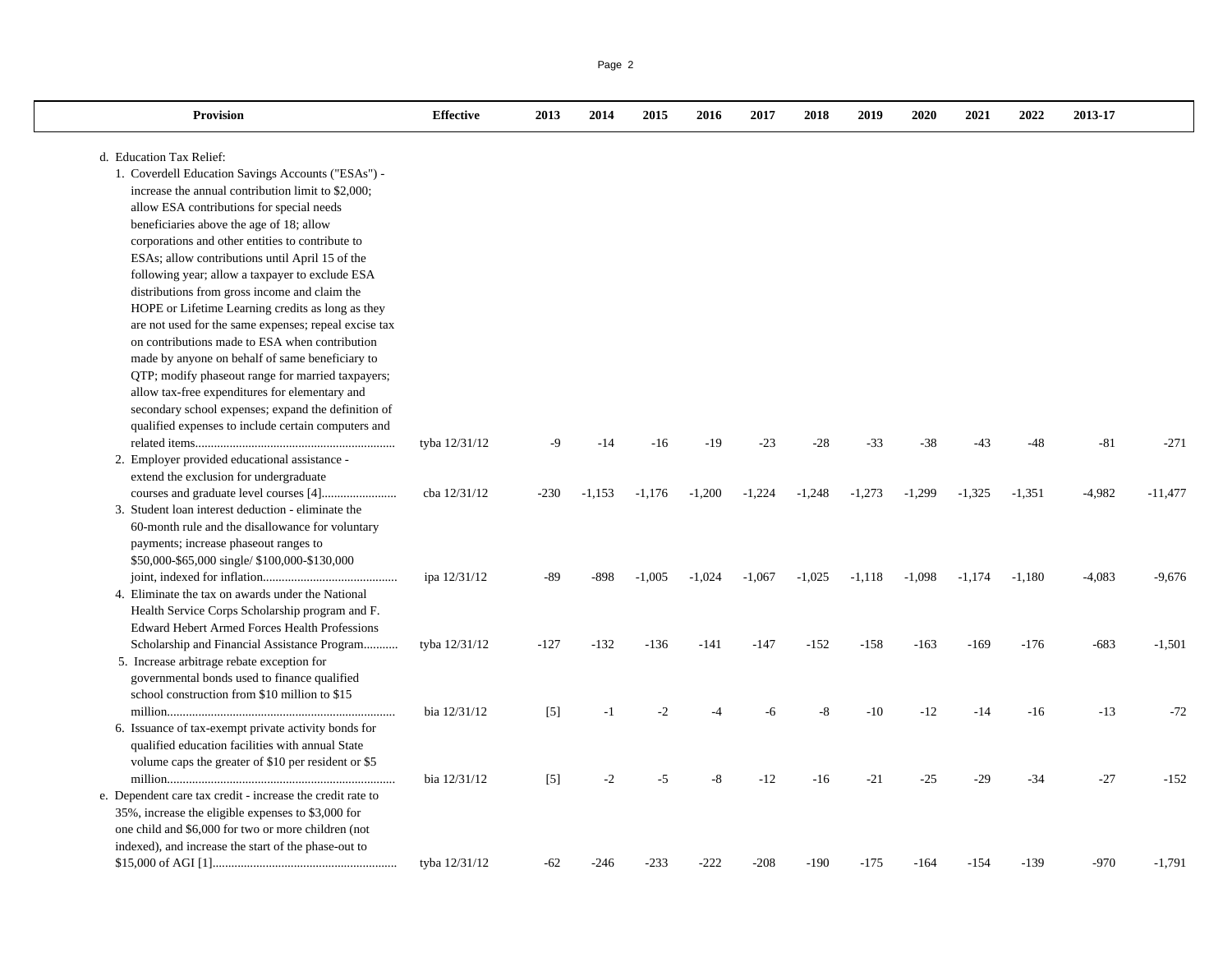| Provision | Effective | 2013 | 2014 | 2015 | 2016 | 2017 | 2018 | 2019 | 2020 | 2021 | 2022 | 2013-17 | |
|---|---|---|---|---|---|---|---|---|---|---|---|---|---|
| d. Education Tax Relief: | | | | | | | | | | | | | |
| 1. Coverdell Education Savings Accounts ("ESAs") - increase the annual contribution limit to $2,000; allow ESA contributions for special needs beneficiaries above the age of 18; allow corporations and other entities to contribute to ESAs; allow contributions until April 15 of the following year; allow a taxpayer to exclude ESA distributions from gross income and claim the HOPE or Lifetime Learning credits as long as they are not used for the same expenses; repeal excise tax on contributions made to ESA when contribution made by anyone on behalf of same beneficiary to QTP; modify phaseout range for married taxpayers; allow tax-free expenditures for elementary and secondary school expenses; expand the definition of qualified expenses to include certain computers and related items | tyba 12/31/12 | -9 | -14 | -16 | -19 | -23 | -28 | -33 | -38 | -43 | -48 | -81 | -271 |
| 2. Employer provided educational assistance - extend the exclusion for undergraduate courses and graduate level courses [4] | cba 12/31/12 | -230 | -1,153 | -1,176 | -1,200 | -1,224 | -1,248 | -1,273 | -1,299 | -1,325 | -1,351 | -4,982 | -11,477 |
| 3. Student loan interest deduction - eliminate the 60-month rule and the disallowance for voluntary payments; increase phaseout ranges to $50,000-$65,000 single/ $100,000-$130,000 joint, indexed for inflation | ipa 12/31/12 | -89 | -898 | -1,005 | -1,024 | -1,067 | -1,025 | -1,118 | -1,098 | -1,174 | -1,180 | -4,083 | -9,676 |
| 4. Eliminate the tax on awards under the National Health Service Corps Scholarship program and F. Edward Hebert Armed Forces Health Professions Scholarship and Financial Assistance Program | tyba 12/31/12 | -127 | -132 | -136 | -141 | -147 | -152 | -158 | -163 | -169 | -176 | -683 | -1,501 |
| 5. Increase arbitrage rebate exception for governmental bonds used to finance qualified school construction from $10 million to $15 million | bia 12/31/12 | [5] | -1 | -2 | -4 | -6 | -8 | -10 | -12 | -14 | -16 | -13 | -72 |
| 6. Issuance of tax-exempt private activity bonds for qualified education facilities with annual State volume caps the greater of $10 per resident or $5 million | bia 12/31/12 | [5] | -2 | -5 | -8 | -12 | -16 | -21 | -25 | -29 | -34 | -27 | -152 |
| e. Dependent care tax credit - increase the credit rate to 35%, increase the eligible expenses to $3,000 for one child and $6,000 for two or more children (not indexed), and increase the start of the phase-out to $15,000 of AGI [1] | tyba 12/31/12 | -62 | -246 | -233 | -222 | -208 | -190 | -175 | -164 | -154 | -139 | -970 | -1,791 |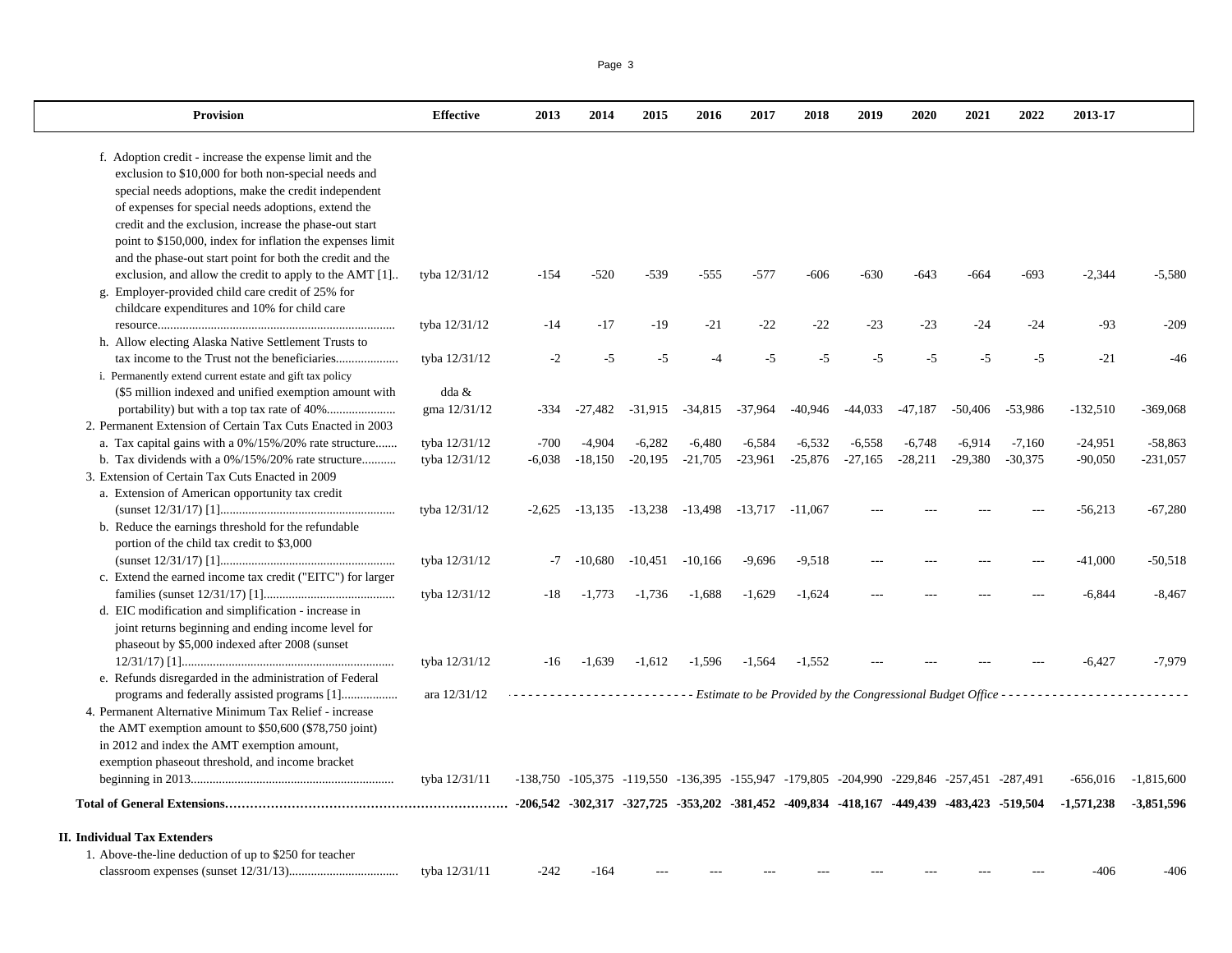| Provision | Effective | 2013 | 2014 | 2015 | 2016 | 2017 | 2018 | 2019 | 2020 | 2021 | 2022 | 2013-17 | |
|---|---|---|---|---|---|---|---|---|---|---|---|---|---|
| f. Adoption credit - increase the expense limit and the exclusion to $10,000 for both non-special needs and special needs adoptions, make the credit independent of expenses for special needs adoptions, extend the credit and the exclusion, increase the phase-out start point to $150,000, index for inflation the expenses limit and the phase-out start point for both the credit and the exclusion, and allow the credit to apply to the AMT [1].. | tyba 12/31/12 | -154 | -520 | -539 | -555 | -577 | -606 | -630 | -643 | -664 | -693 | -2,344 | -5,580 |
| g. Employer-provided child care credit of 25% for childcare expenditures and 10% for child care resource........................................................................... | tyba 12/31/12 | -14 | -17 | -19 | -21 | -22 | -22 | -23 | -23 | -24 | -24 | -93 | -209 |
| h. Allow electing Alaska Native Settlement Trusts to tax income to the Trust not the beneficiaries.................... | tyba 12/31/12 | -2 | -5 | -5 | -4 | -5 | -5 | -5 | -5 | -5 | -5 | -21 | -46 |
| i. Permanently extend current estate and gift tax policy ($5 million indexed and unified exemption amount with portability) but with a top tax rate of 40%...................... | dda & gma 12/31/12 | -334 | -27,482 | -31,915 | -34,815 | -37,964 | -40,946 | -44,033 | -47,187 | -50,406 | -53,986 | -132,510 | -369,068 |
| 2. Permanent Extension of Certain Tax Cuts Enacted in 2003 | | | | | | | | | | | | | |
| a. Tax capital gains with a 0%/15%/20% rate structure....... | tyba 12/31/12 | -700 | -4,904 | -6,282 | -6,480 | -6,584 | -6,532 | -6,558 | -6,748 | -6,914 | -7,160 | -24,951 | -58,863 |
| b. Tax dividends with a 0%/15%/20% rate structure........... | tyba 12/31/12 | -6,038 | -18,150 | -20,195 | -21,705 | -23,961 | -25,876 | -27,165 | -28,211 | -29,380 | -30,375 | -90,050 | -231,057 |
| 3. Extension of Certain Tax Cuts Enacted in 2009 | | | | | | | | | | | | | |
| a. Extension of American opportunity tax credit (sunset 12/31/17) [1]........................................................ | tyba 12/31/12 | -2,625 | -13,135 | -13,238 | -13,498 | -13,717 | -11,067 | --- | --- | --- | --- | -56,213 | -67,280 |
| b. Reduce the earnings threshold for the refundable portion of the child tax credit to $3,000 (sunset 12/31/17) [1]........................................................ | tyba 12/31/12 | -7 | -10,680 | -10,451 | -10,166 | -9,696 | -9,518 | --- | --- | --- | --- | -41,000 | -50,518 |
| c. Extend the earned income tax credit ("EITC") for larger families (sunset 12/31/17) [1].......................................... | tyba 12/31/12 | -18 | -1,773 | -1,736 | -1,688 | -1,629 | -1,624 | --- | --- | --- | --- | -6,844 | -8,467 |
| d. EIC modification and simplification - increase in joint returns beginning and ending income level for phaseout by $5,000 indexed after 2008 (sunset 12/31/17) [1].................................................................... | tyba 12/31/12 | -16 | -1,639 | -1,612 | -1,596 | -1,564 | -1,552 | --- | --- | --- | --- | -6,427 | -7,979 |
| e. Refunds disregarded in the administration of Federal programs and federally assisted programs [1].................. | ara 12/31/12 | *Estimate to be Provided by the Congressional Budget Office* | | | | | | | | | | | |
| 4. Permanent Alternative Minimum Tax Relief - increase the AMT exemption amount to $50,600 ($78,750 joint) in 2012 and index the AMT exemption amount, exemption phaseout threshold, and income bracket beginning in 2013................................................................ | tyba 12/31/11 | -138,750 | -105,375 | -119,550 | -136,395 | -155,947 | -179,805 | -204,990 | -229,846 | -257,451 | -287,491 | -656,016 | -1,815,600 |
| **Total of General Extensions**……………………………………………………… | | **-206,542** | **-302,317** | **-327,725** | **-353,202** | **-381,452** | **-409,834** | **-418,167** | **-449,439** | **-483,423** | **-519,504** | **-1,571,238** | **-3,851,596** |
| **II. Individual Tax Extenders** | | | | | | | | | | | | | |
| 1. Above-the-line deduction of up to $250 for teacher classroom expenses (sunset 12/31/13)................................... | tyba 12/31/11 | -242 | -164 | --- | --- | --- | --- | --- | --- | --- | --- | -406 | -406 |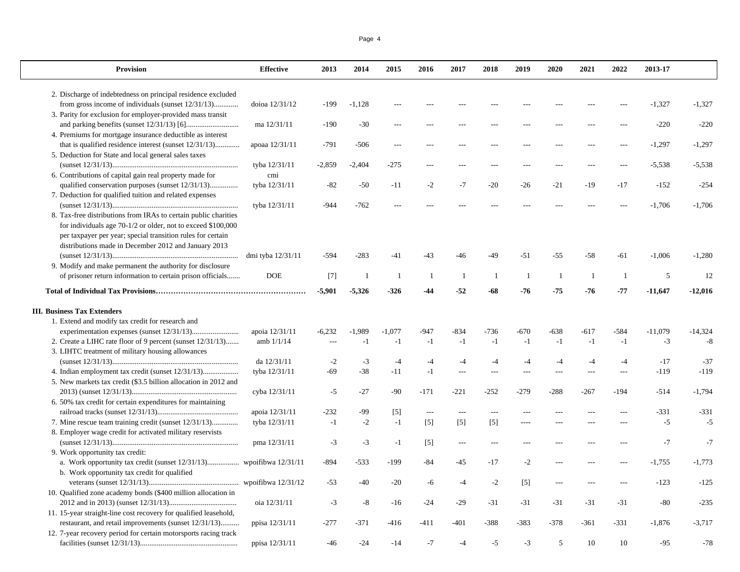| Provision | Effective | 2013 | 2014 | 2015 | 2016 | 2017 | 2018 | 2019 | 2020 | 2021 | 2022 | 2013-17 | |
|---|---|---|---|---|---|---|---|---|---|---|---|---|---|
| 2. Discharge of indebtedness on principal residence excluded from gross income of individuals (sunset 12/31/13)............ | doioa 12/31/12 | -199 | -1,128 | --- | --- | --- | --- | --- | --- | --- | --- | -1,327 | -1,327 |
| 3. Parity for exclusion for employer-provided mass transit and parking benefits (sunset 12/31/13) [6]........................... | ma 12/31/11 | -190 | -30 | --- | --- | --- | --- | --- | --- | --- | --- | -220 | -220 |
| 4. Premiums for mortgage insurance deductible as interest that is qualified residence interest (sunset 12/31/13)............ | apoaa 12/31/11 | -791 | -506 | --- | --- | --- | --- | --- | --- | --- | --- | -1,297 | -1,297 |
| 5. Deduction for State and local general sales taxes (sunset 12/31/13).................................................................. | tyba 12/31/11 | -2,859 | -2,404 | -275 | --- | --- | --- | --- | --- | --- | --- | -5,538 | -5,538 |
| 6. Contributions of capital gain real property made for qualified conservation purposes (sunset 12/31/13).............. | cmi tyba 12/31/11 | -82 | -50 | -11 | -2 | -7 | -20 | -26 | -21 | -19 | -17 | -152 | -254 |
| 7. Deduction for qualified tuition and related expenses (sunset 12/31/13).................................................................. | tyba 12/31/11 | -944 | -762 | --- | --- | --- | --- | --- | --- | --- | --- | -1,706 | -1,706 |
| 8. Tax-free distributions from IRAs to certain public charities for individuals age 70-1/2 or older, not to exceed $100,000 per taxpayer per year; special transition rules for certain distributions made in December 2012 and January 2013 (sunset 12/31/13).................................................................. | dmi tyba 12/31/11 | -594 | -283 | -41 | -43 | -46 | -49 | -51 | -55 | -58 | -61 | -1,006 | -1,280 |
| 9. Modify and make permanent the authority for disclosure of prisoner return information to certain prison officials....... | DOE | [7] | 1 | 1 | 1 | 1 | 1 | 1 | 1 | 1 | 1 | 5 | 12 |
| **Total of Individual Tax Provisions**.......................................................... | | **-5,901** | **-5,326** | **-326** | **-44** | **-52** | **-68** | **-76** | **-75** | **-76** | **-77** | **-11,647** | **-12,016** |
| **III. Business Tax Extenders** | | | | | | | | | | | | | |
| 1. Extend and modify tax credit for research and experimentation expenses (sunset 12/31/13)........................ | apoia 12/31/11 | -6,232 | -1,989 | -1,077 | -947 | -834 | -736 | -670 | -638 | -617 | -584 | -11,079 | -14,324 |
| 2. Create a LIHC rate floor of 9 percent (sunset 12/31/13)....... | amb 1/1/14 | --- | -1 | -1 | -1 | -1 | -1 | -1 | -1 | -1 | -1 | -3 | -8 |
| 3. LIHTC treatment of military housing allowances (sunset 12/31/13).................................................................. | da 12/31/11 | -2 | -3 | -4 | -4 | -4 | -4 | -4 | -4 | -4 | -4 | -17 | -37 |
| 4. Indian employment tax credit (sunset 12/31/13).................. | tyba 12/31/11 | -69 | -38 | -11 | -1 | --- | --- | --- | --- | --- | --- | -119 | -119 |
| 5. New markets tax credit ($3.5 billion allocation in 2012 and 2013) (sunset 12/31/13)....................................................... | cyba 12/31/11 | -5 | -27 | -90 | -171 | -221 | -252 | -279 | -288 | -267 | -194 | -514 | -1,794 |
| 6. 50% tax credit for certain expenditures for maintaining railroad tracks (sunset 12/31/13).......................................... | apoia 12/31/11 | -232 | -99 | [5] | --- | --- | --- | --- | --- | --- | --- | -331 | -331 |
| 7. Mine rescue team training credit (sunset 12/31/13)............. | tyba 12/31/11 | -1 | -2 | -1 | [5] | [5] | [5] | ---- | --- | --- | --- | -5 | -5 |
| 8. Employer wage credit for activated military reservists (sunset 12/31/13).................................................................. | pma 12/31/11 | -3 | -3 | -1 | [5] | --- | --- | --- | --- | --- | --- | -7 | -7 |
| 9. Work opportunity tax credit: | | | | | | | | | | | | | |
| a. Work opportunity tax credit (sunset 12/31/13)................ | wpoifibwa 12/31/11 | -894 | -533 | -199 | -84 | -45 | -17 | -2 | --- | --- | --- | -1,755 | -1,773 |
| b. Work opportunity tax credit for qualified veterans (sunset 12/31/13)............................................... | wpoifibwa 12/31/12 | -53 | -40 | -20 | -6 | -4 | -2 | [5] | --- | --- | --- | -123 | -125 |
| 10. Qualified zone academy bonds ($400 million allocation in 2012 and in 2013) (sunset 12/31/13).................................... | oia 12/31/11 | -3 | -8 | -16 | -24 | -29 | -31 | -31 | -31 | -31 | -31 | -80 | -235 |
| 11. 15-year straight-line cost recovery for qualified leasehold, restaurant, and retail improvements (sunset 12/31/13).......... | ppisa 12/31/11 | -277 | -371 | -416 | -411 | -401 | -388 | -383 | -378 | -361 | -331 | -1,876 | -3,717 |
| 12. 7-year recovery period for certain motorsports racing track facilities (sunset 12/31/13)................................................... | ppisa 12/31/11 | -46 | -24 | -14 | -7 | -4 | -5 | -3 | 5 | 10 | 10 | -95 | -78 |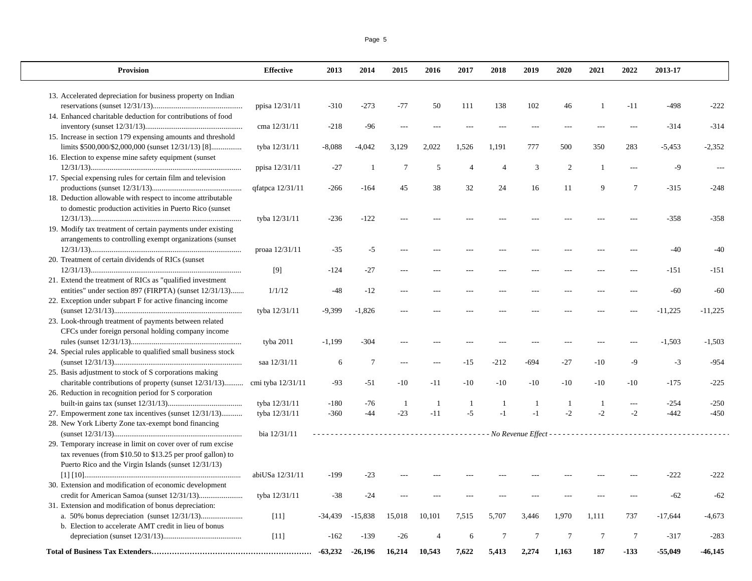| Provision | Effective | 2013 | 2014 | 2015 | 2016 | 2017 | 2018 | 2019 | 2020 | 2021 | 2022 | 2013-17 | |
|---|---|---|---|---|---|---|---|---|---|---|---|---|---|
| 13. Accelerated depreciation for business property on Indian reservations (sunset 12/31/13) | ppisa 12/31/11 | -310 | -273 | -77 | 50 | 111 | 138 | 102 | 46 | 1 | -11 | -498 | -222 |
| 14. Enhanced charitable deduction for contributions of food inventory (sunset 12/31/13) | cma 12/31/11 | -218 | -96 | --- | --- | --- | --- | --- | --- | --- | --- | -314 | -314 |
| 15. Increase in section 179 expensing amounts and threshold limits $500,000/$2,000,000 (sunset 12/31/13) [8] | tyba 12/31/11 | -8,088 | -4,042 | 3,129 | 2,022 | 1,526 | 1,191 | 777 | 500 | 350 | 283 | -5,453 | -2,352 |
| 16. Election to expense mine safety equipment (sunset 12/31/13) | ppisa 12/31/11 | -27 | 1 | 7 | 5 | 4 | 4 | 3 | 2 | 1 | --- | -9 | --- |
| 17. Special expensing rules for certain film and television productions (sunset 12/31/13) | qfatpca 12/31/11 | -266 | -164 | 45 | 38 | 32 | 24 | 16 | 11 | 9 | 7 | -315 | -248 |
| 18. Deduction allowable with respect to income attributable to domestic production activities in Puerto Rico (sunset 12/31/13) | tyba 12/31/11 | -236 | -122 | --- | --- | --- | --- | --- | --- | --- | --- | -358 | -358 |
| 19. Modify tax treatment of certain payments under existing arrangements to controlling exempt organizations (sunset 12/31/13) | proaa 12/31/11 | -35 | -5 | --- | --- | --- | --- | --- | --- | --- | --- | -40 | -40 |
| 20. Treatment of certain dividends of RICs (sunset 12/31/13) | [9] | -124 | -27 | --- | --- | --- | --- | --- | --- | --- | --- | -151 | -151 |
| 21. Extend the treatment of RICs as "qualified investment entities" under section 897 (FIRPTA) (sunset 12/31/13) | 1/1/12 | -48 | -12 | --- | --- | --- | --- | --- | --- | --- | --- | -60 | -60 |
| 22. Exception under subpart F for active financing income (sunset 12/31/13) | tyba 12/31/11 | -9,399 | -1,826 | --- | --- | --- | --- | --- | --- | --- | --- | -11,225 | -11,225 |
| 23. Look-through treatment of payments between related CFCs under foreign personal holding company income rules (sunset 12/31/13) | tyba 2011 | -1,199 | -304 | --- | --- | --- | --- | --- | --- | --- | --- | -1,503 | -1,503 |
| 24. Special rules applicable to qualified small business stock (sunset 12/31/13) | saa 12/31/11 | 6 | 7 | --- | --- | -15 | -212 | -694 | -27 | -10 | -9 | -3 | -954 |
| 25. Basis adjustment to stock of S corporations making charitable contributions of property (sunset 12/31/13) | cmi tyba 12/31/11 | -93 | -51 | -10 | -11 | -10 | -10 | -10 | -10 | -10 | -10 | -175 | -225 |
| 26. Reduction in recognition period for S corporation built-in gains tax (sunset 12/31/13) | tyba 12/31/11 | -180 | -76 | 1 | 1 | 1 | 1 | 1 | 1 | 1 | --- | -254 | -250 |
| 27. Empowerment zone tax incentives (sunset 12/31/13) | tyba 12/31/11 | -360 | -44 | -23 | -11 | -5 | -1 | -1 | -2 | -2 | -2 | -442 | -450 |
| 28. New York Liberty Zone tax-exempt bond financing (sunset 12/31/13) | bia 12/31/11 | | | | | | *No Revenue Effect* | | | | | | |
| 29. Temporary increase in limit on cover over of rum excise tax revenues (from $10.50 to $13.25 per proof gallon) to Puerto Rico and the Virgin Islands (sunset 12/31/13) [1] [10] | abiUSa 12/31/11 | -199 | -23 | --- | --- | --- | --- | --- | --- | --- | --- | -222 | -222 |
| 30. Extension and modification of economic development credit for American Samoa (sunset 12/31/13) | tyba 12/31/11 | -38 | -24 | --- | --- | --- | --- | --- | --- | --- | --- | -62 | -62 |
| 31. Extension and modification of bonus depreciation: | | | | | | | | | | | | | |
| a. 50% bonus depreciation (sunset 12/31/13) | [11] | -34,439 | -15,838 | 15,018 | 10,101 | 7,515 | 5,707 | 3,446 | 1,970 | 1,111 | 737 | -17,644 | -4,673 |
| b. Election to accelerate AMT credit in lieu of bonus depreciation (sunset 12/31/13) | [11] | -162 | -139 | -26 | 4 | 6 | 7 | 7 | 7 | 7 | 7 | -317 | -283 |
| **Total of Business Tax Extenders** | | **-63,232** | **-26,196** | **16,214** | **10,543** | **7,622** | **5,413** | **2,274** | **1,163** | **187** | **-133** | **-55,049** | **-46,145** |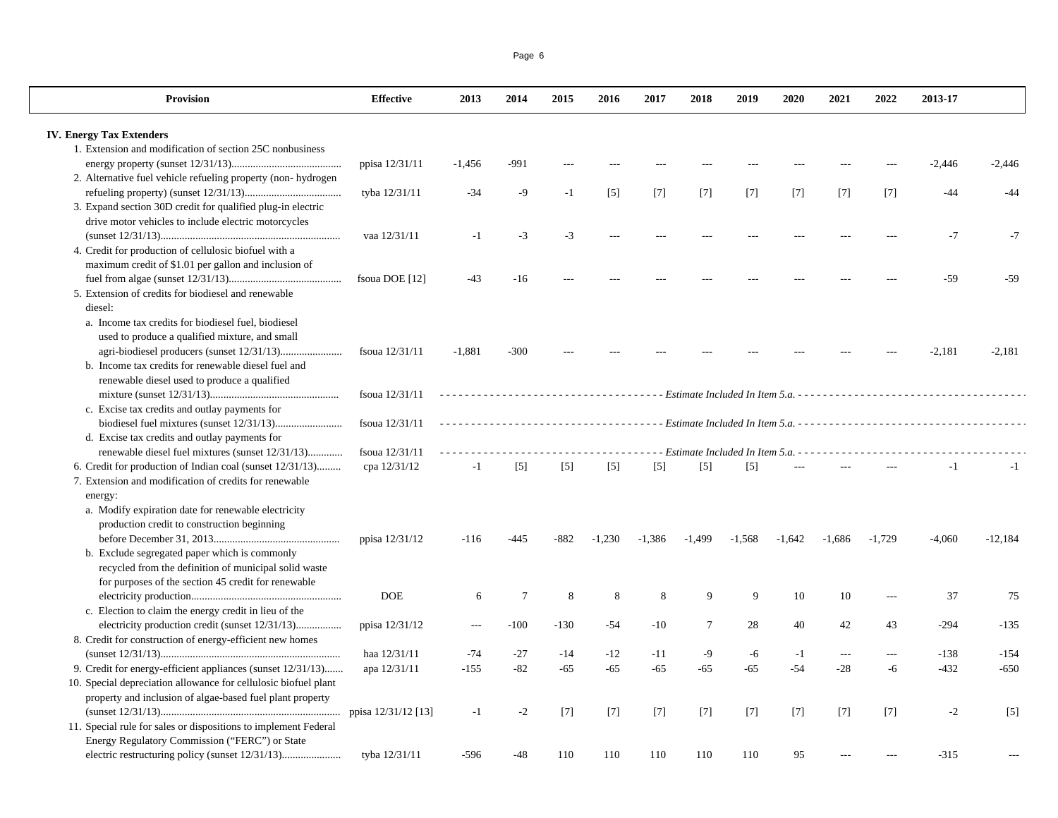| Provision | Effective | 2013 | 2014 | 2015 | 2016 | 2017 | 2018 | 2019 | 2020 | 2021 | 2022 | 2013-17 | |
|---|---|---|---|---|---|---|---|---|---|---|---|---|---|
| **IV. Energy Tax Extenders** | | | | | | | | | | | | | |
| 1. Extension and modification of section 25C nonbusiness energy property (sunset 12/31/13)......................................... | ppisa 12/31/11 | -1,456 | -991 | --- | --- | --- | --- | --- | --- | --- | --- | -2,446 | -2,446 |
| 2. Alternative fuel vehicle refueling property (non- hydrogen refueling property) (sunset 12/31/13).................................... | tyba 12/31/11 | -34 | -9 | -1 | [5] | [7] | [7] | [7] | [7] | [7] | [7] | -44 | -44 |
| 3. Expand section 30D credit for qualified plug-in electric drive motor vehicles to include electric motorcycles (sunset 12/31/13)................................................................... | vaa 12/31/11 | -1 | -3 | -3 | --- | --- | --- | --- | --- | --- | --- | -7 | -7 |
| 4. Credit for production of cellulosic biofuel with a maximum credit of $1.01 per gallon and inclusion of fuel from algae (sunset 12/31/13).......................................... | fsoua DOE [12] | -43 | -16 | --- | --- | --- | --- | --- | --- | --- | --- | -59 | -59 |
| 5. Extension of credits for biodiesel and renewable diesel: | | | | | | | | | | | | | |
| a. Income tax credits for biodiesel fuel, biodiesel used to produce a qualified mixture, and small agri-biodiesel producers (sunset 12/31/13)....................... | fsoua 12/31/11 | -1,881 | -300 | --- | --- | --- | --- | --- | --- | --- | --- | -2,181 | -2,181 |
| b. Income tax credits for renewable diesel fuel and renewable diesel used to produce a qualified mixture (sunset 12/31/13)................................................ | fsoua 12/31/11 | *Estimate Included In Item 5.a.* | | | | | | | | | | | |
| c. Excise tax credits and outlay payments for biodiesel fuel mixtures (sunset 12/31/13)......................... | fsoua 12/31/11 | *Estimate Included In Item 5.a.* | | | | | | | | | | | |
| d. Excise tax credits and outlay payments for renewable diesel fuel mixtures (sunset 12/31/13)............. | fsoua 12/31/11 | *Estimate Included In Item 5.a.* | | | | | | | | | | | |
| 6. Credit for production of Indian coal (sunset 12/31/13)......... | cpa 12/31/12 | -1 | [5] | [5] | [5] | [5] | [5] | [5] | --- | --- | --- | -1 | -1 |
| 7. Extension and modification of credits for renewable energy: | | | | | | | | | | | | | |
| a. Modify expiration date for renewable electricity production credit to construction beginning before December 31, 2013............................................... | ppisa 12/31/12 | -116 | -445 | -882 | -1,230 | -1,386 | -1,499 | -1,568 | -1,642 | -1,686 | -1,729 | -4,060 | -12,184 |
| b. Exclude segregated paper which is commonly recycled from the definition of municipal solid waste for purposes of the section 45 credit for renewable electricity production........................................................ | DOE | 6 | 7 | 8 | 8 | 8 | 9 | 9 | 10 | 10 | --- | 37 | 75 |
| c. Election to claim the energy credit in lieu of the electricity production credit (sunset 12/31/13)................. | ppisa 12/31/12 | --- | -100 | -130 | -54 | -10 | 7 | 28 | 40 | 42 | 43 | -294 | -135 |
| 8. Credit for construction of energy-efficient new homes (sunset 12/31/13)................................................................... | haa 12/31/11 | -74 | -27 | -14 | -12 | -11 | -9 | -6 | -1 | --- | --- | -138 | -154 |
| 9. Credit for energy-efficient appliances (sunset 12/31/13)....... | apa 12/31/11 | -155 | -82 | -65 | -65 | -65 | -65 | -65 | -54 | -28 | -6 | -432 | -650 |
| 10. Special depreciation allowance for cellulosic biofuel plant property and inclusion of algae-based fuel plant property (sunset 12/31/13)................................................................... | ppisa 12/31/12 [13] | -1 | -2 | [7] | [7] | [7] | [7] | [7] | [7] | [7] | [7] | -2 | [5] |
| 11. Special rule for sales or dispositions to implement Federal Energy Regulatory Commission ("FERC") or State electric restructuring policy (sunset 12/31/13)...................... | tyba 12/31/11 | -596 | -48 | 110 | 110 | 110 | 110 | 110 | 95 | --- | --- | -315 | --- |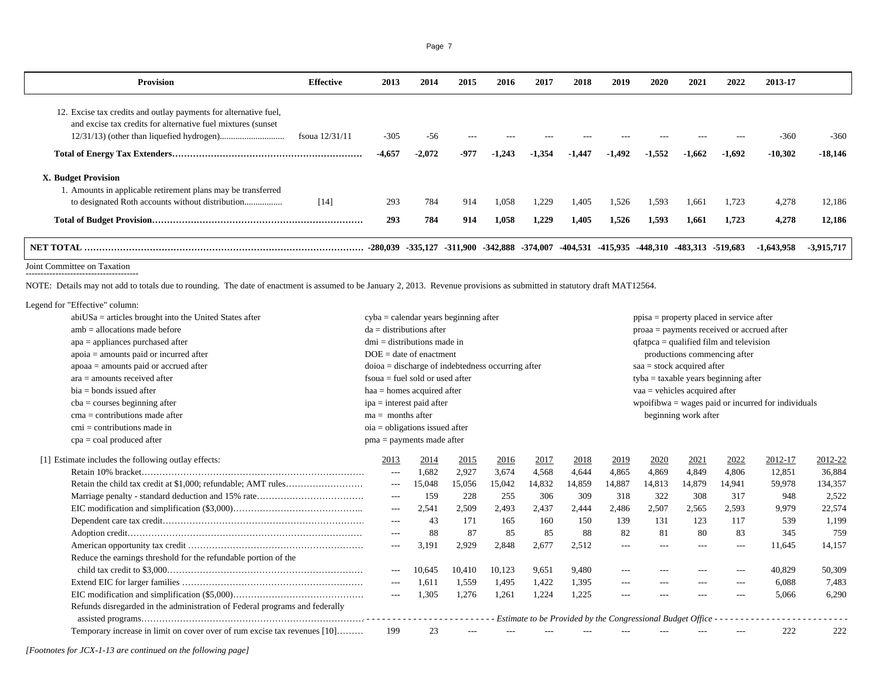| Provision | Effective | 2013 | 2014 | 2015 | 2016 | 2017 | 2018 | 2019 | 2020 | 2021 | 2022 | 2013-17 | |
|---|---|---|---|---|---|---|---|---|---|---|---|---|---|
| 12. Excise tax credits and outlay payments for alternative fuel, and excise tax credits for alternative fuel mixtures (sunset 12/31/13) (other than liquefied hydrogen)............................ | fsoua 12/31/11 | -305 | -56 | --- | --- | --- | --- | --- | --- | --- | --- | -360 | -360 |
| **Total of Energy Tax Extenders………………………………………………………** | | **-4,657** | **-2,072** | **-977** | **-1,243** | **-1,354** | **-1,447** | **-1,492** | **-1,552** | **-1,662** | **-1,692** | **-10,302** | **-18,146** |
| **X. Budget Provision** | | | | | | | | | | | | | |
| 1. Amounts in applicable retirement plans may be transferred to designated Roth accounts without distribution................. | [14] | 293 | 784 | 914 | 1,058 | 1,229 | 1,405 | 1,526 | 1,593 | 1,661 | 1,723 | 4,278 | 12,186 |
| **Total of Budget Provision……………………………………………………………** | | **293** | **784** | **914** | **1,058** | **1,229** | **1,405** | **1,526** | **1,593** | **1,661** | **1,723** | **4,278** | **12,186** |
| **NET TOTAL ………………………………………………………………………………** | | **-280,039** | **-335,127** | **-311,900** | **-342,888** | **-374,007** | **-404,531** | **-415,935** | **-448,310** | **-483,313** | **-519,683** | **-1,643,958** | **-3,915,717** |

Joint Committee on Taxation

NOTE: Details may not add to totals due to rounding. The date of enactment is assumed to be January 2, 2013. Revenue provisions as submitted in statutory draft MAT12564.

Legend for "Effective" column:

abiUSa = articles brought into the United States after
amb = allocations made before
apa = appliances purchased after
apoia = amounts paid or incurred after
apoaa = amounts paid or accrued after
ara = amounts received after
bia = bonds issued after
cba = courses beginning after
cma = contributions made after
cmi = contributions made in
cpa = coal produced after
cyba = calendar years beginning after
da = distributions after
dmi = distributions made in
DOE = date of enactment
doioa = discharge of indebtedness occurring after
fsoua = fuel sold or used after
haa = homes acquired after
ipa = interest paid after
ma = months after
oia = obligations issued after
pma = payments made after
ppisa = property placed in service after
proaa = payments received or accrued after
qfatpca = qualified film and television productions commencing after
saa = stock acquired after
tyba = taxable years beginning after
vaa = vehicles acquired after
wpoifibwa = wages paid or incurred for individuals beginning work after

[1] Estimate includes the following outlay effects:

| | 2013 | 2014 | 2015 | 2016 | 2017 | 2018 | 2019 | 2020 | 2021 | 2022 | 2012-17 | 2012-22 |
|---|---|---|---|---|---|---|---|---|---|---|---|---|
| Retain 10% bracket………………………………………………………………… | --- | 1,682 | 2,927 | 3,674 | 4,568 | 4,644 | 4,865 | 4,869 | 4,849 | 4,806 | 12,851 | 36,884 |
| Retain the child tax credit at $1,000; refundable; AMT rules…………………… | --- | 15,048 | 15,056 | 15,042 | 14,832 | 14,859 | 14,887 | 14,813 | 14,879 | 14,941 | 59,978 | 134,357 |
| Marriage penalty - standard deduction and 15% rate…………………………… | --- | 159 | 228 | 255 | 306 | 309 | 318 | 322 | 308 | 317 | 948 | 2,522 |
| EIC modification and simplification ($3,000)…………………………………… | --- | 2,541 | 2,509 | 2,493 | 2,437 | 2,444 | 2,486 | 2,507 | 2,565 | 2,593 | 9,979 | 22,574 |
| Dependent care tax credit…………………………………………………………… | --- | 43 | 171 | 165 | 160 | 150 | 139 | 131 | 123 | 117 | 539 | 1,199 |
| Adoption credit……………………………………………………………………… | --- | 88 | 87 | 85 | 85 | 88 | 82 | 81 | 80 | 83 | 345 | 759 |
| American opportunity tax credit ……………………………………………………… | --- | 3,191 | 2,929 | 2,848 | 2,677 | 2,512 | --- | --- | --- | --- | 11,645 | 14,157 |
| Reduce the earnings threshold for the refundable portion of the child tax credit to $3,000………………………………………………………… | --- | 10,645 | 10,410 | 10,123 | 9,651 | 9,480 | --- | --- | --- | --- | 40,829 | 50,309 |
| Extend EIC for larger families …………………………………………………… | --- | 1,611 | 1,559 | 1,495 | 1,422 | 1,395 | --- | --- | --- | --- | 6,088 | 7,483 |
| EIC modification and simplification ($5,000)…………………………………… | --- | 1,305 | 1,276 | 1,261 | 1,224 | 1,225 | --- | --- | --- | --- | 5,066 | 6,290 |
| Refunds disregarded in the administration of Federal programs and federally assisted programs…………………………………………………………………… | Estimate to be Provided by the Congressional Budget Office | | | | | | | | | | | |
| Temporary increase in limit on cover over of rum excise tax revenues [10]……… | 199 | 23 | --- | --- | --- | --- | --- | --- | --- | --- | 222 | 222 |

*[Footnotes for JCX-1-13 are continued on the following page]*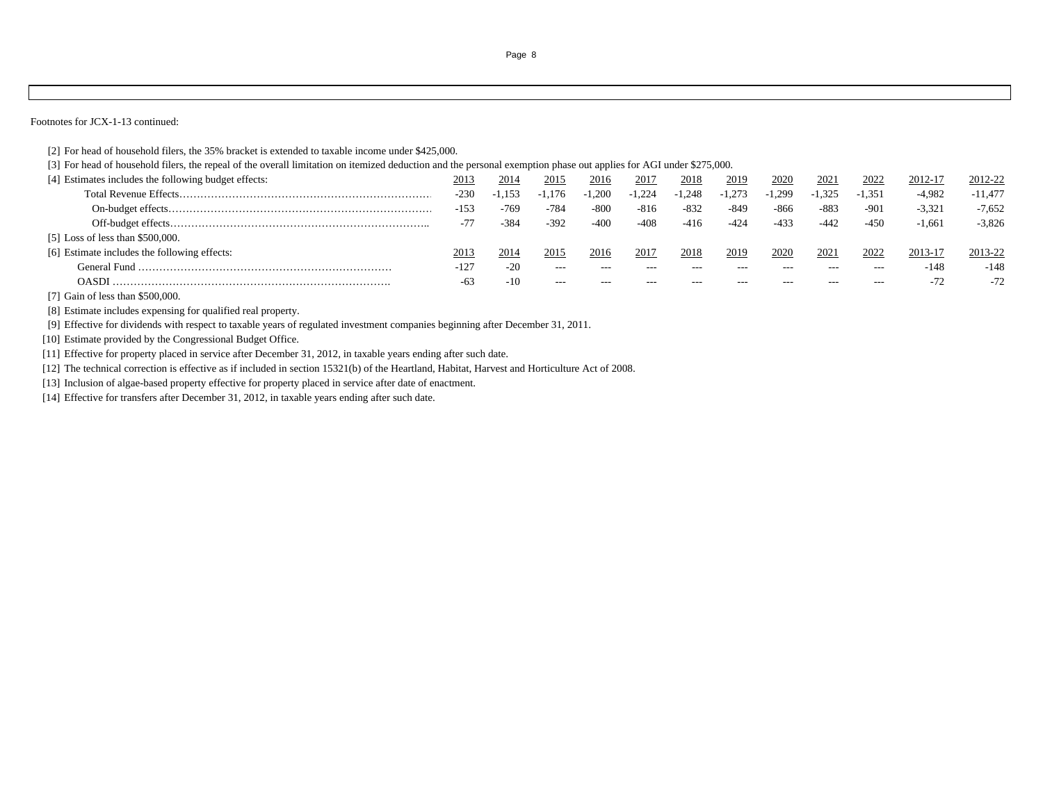Footnotes for JCX-1-13 continued:

[2] For head of household filers, the 35% bracket is extended to taxable income under $425,000.

[3] For head of household filers, the repeal of the overall limitation on itemized deduction and the personal exemption phase out applies for AGI under $275,000.

[4] Estimates includes the following budget effects:

| | 2013 | 2014 | 2015 | 2016 | 2017 | 2018 | 2019 | 2020 | 2021 | 2022 | 2012-17 | 2012-22 |
|---|---|---|---|---|---|---|---|---|---|---|---|---|
| Total Revenue Effects | -230 | -1,153 | -1,176 | -1,200 | -1,224 | -1,248 | -1,273 | -1,299 | -1,325 | -1,351 | -4,982 | -11,477 |
| On-budget effects | -153 | -769 | -784 | -800 | -816 | -832 | -849 | -866 | -883 | -901 | -3,321 | -7,652 |
| Off-budget effects | -77 | -384 | -392 | -400 | -408 | -416 | -424 | -433 | -442 | -450 | -1,661 | -3,826 |

[5] Loss of less than $500,000.

[6] Estimate includes the following effects:

| | 2013 | 2014 | 2015 | 2016 | 2017 | 2018 | 2019 | 2020 | 2021 | 2022 | 2013-17 | 2013-22 |
|---|---|---|---|---|---|---|---|---|---|---|---|---|
| General Fund | -127 | -20 | --- | --- | --- | --- | --- | --- | --- | --- | -148 | -148 |
| OASDI | -63 | -10 | --- | --- | --- | --- | --- | --- | --- | --- | -72 | -72 |

[7] Gain of less than $500,000.

[8] Estimate includes expensing for qualified real property.

[9] Effective for dividends with respect to taxable years of regulated investment companies beginning after December 31, 2011.

[10] Estimate provided by the Congressional Budget Office.

[11] Effective for property placed in service after December 31, 2012, in taxable years ending after such date.

[12] The technical correction is effective as if included in section 15321(b) of the Heartland, Habitat, Harvest and Horticulture Act of 2008.

[13] Inclusion of algae-based property effective for property placed in service after date of enactment.

[14] Effective for transfers after December 31, 2012, in taxable years ending after such date.